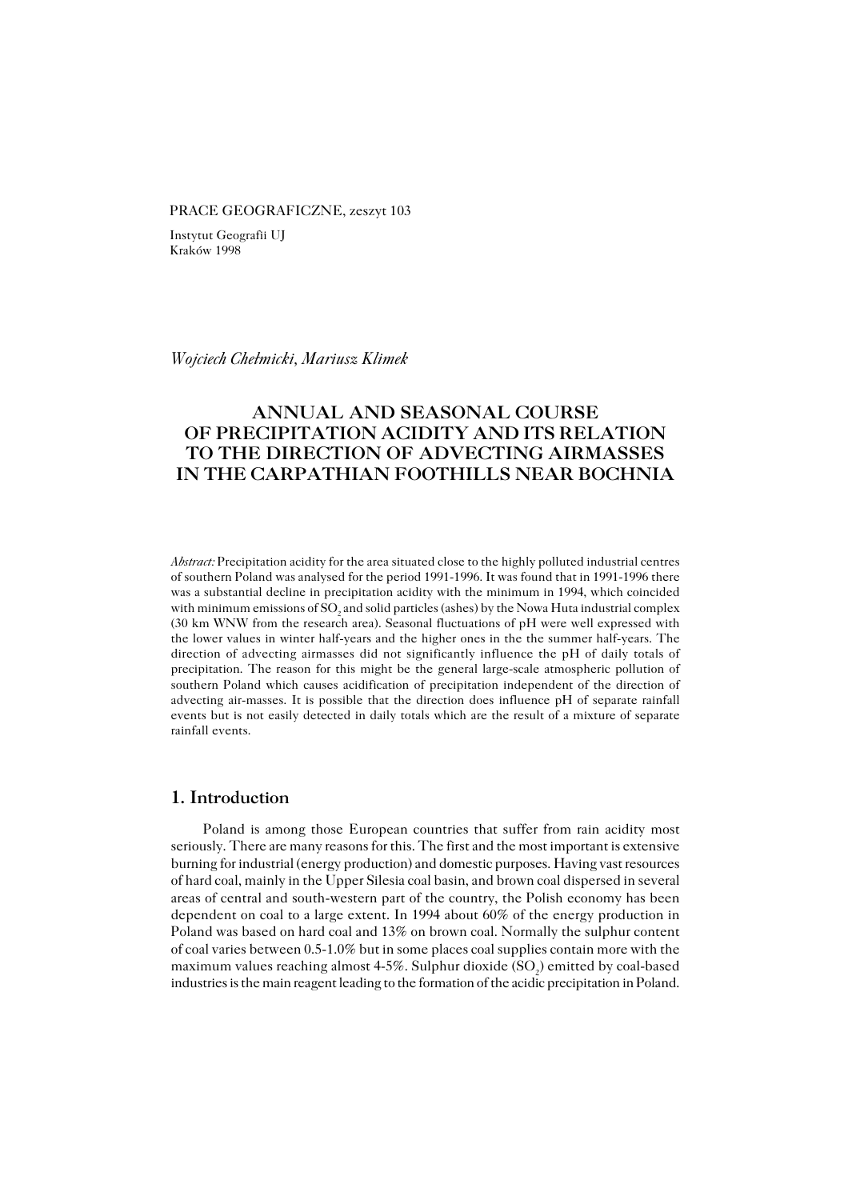PRACE GEOGRAFICZNE, zeszyt 103

Instytut Geografii UJ
Kraków 1998

*Wojciech Chełmicki, Mariusz Klimek*

# ANNUAL AND SEASONAL COURSE OF PRECIPITATION ACIDITY AND ITS RELATION TO THE DIRECTION OF ADVECTING AIRMASSES IN THE CARPATHIAN FOOTHILLS NEAR BOCHNIA

*Abstract:* Precipitation acidity for the area situated close to the highly polluted industrial centres of southern Poland was analysed for the period 1991-1996. It was found that in 1991-1996 there was a substantial decline in precipitation acidity with the minimum in 1994, which coincided with minimum emissions of $SO_2$ and solid particles (ashes) by the Nowa Huta industrial complex (30 km WNW from the research area). Seasonal fluctuations of pH were well expressed with the lower values in winter half-years and the higher ones in the the summer half-years. The direction of advecting airmasses did not significantly influence the pH of daily totals of precipitation. The reason for this might be the general large-scale atmospheric pollution of southern Poland which causes acidification of precipitation independent of the direction of advecting air-masses. It is possible that the direction does influence pH of separate rainfall events but is not easily detected in daily totals which are the result of a mixture of separate rainfall events.

## 1. Introduction

Poland is among those European countries that suffer from rain acidity most seriously. There are many reasons for this. The first and the most important is extensive burning for industrial (energy production) and domestic purposes. Having vast resources of hard coal, mainly in the Upper Silesia coal basin, and brown coal dispersed in several areas of central and south-western part of the country, the Polish economy has been dependent on coal to a large extent. In 1994 about 60% of the energy production in Poland was based on hard coal and 13% on brown coal. Normally the sulphur content of coal varies between 0.5-1.0% but in some places coal supplies contain more with the maximum values reaching almost 4-5%. Sulphur dioxide ($SO_2$) emitted by coal-based industries is the main reagent leading to the formation of the acidic precipitation in Poland.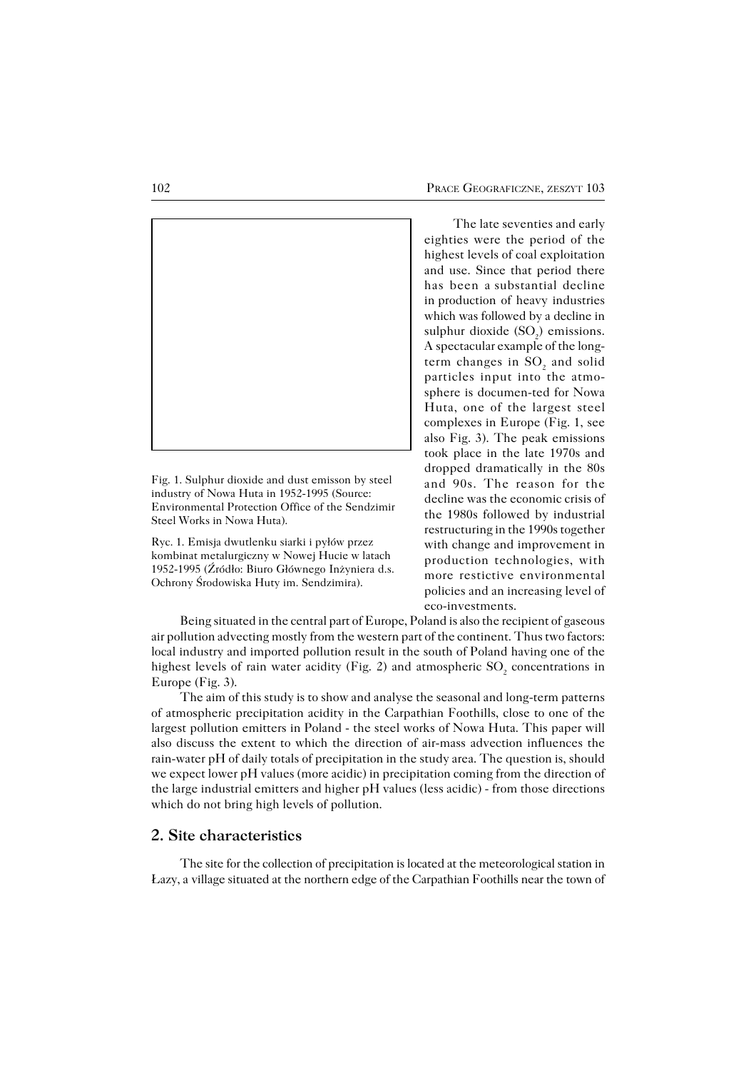Fig. 1. Sulphur dioxide and dust emisson by steel industry of Nowa Huta in 1952-1995 (Source: Environmental Protection Office of the Sendzimir Steel Works in Nowa Huta).

Ryc. 1. Emisja dwutlenku siarki i pyłów przez kombinat metalurgiczny w Nowej Hucie w latach 1952-1995 (Źródło: Biuro Głównego Inżyniera d.s. Ochrony Środowiska Huty im. Sendzimira).

The late seventies and early eighties were the period of the highest levels of coal exploitation and use. Since that period there has been a substantial decline in production of heavy industries which was followed by a decline in sulphur dioxide ($SO_2$) emissions. A spectacular example of the long-term changes in $SO_2$ and solid particles input into the atmosphere is documen-ted for Nowa Huta, one of the largest steel complexes in Europe (Fig. 1, see also Fig. 3). The peak emissions took place in the late 1970s and dropped dramatically in the 80s and 90s. The reason for the decline was the economic crisis of the 1980s followed by industrial restructuring in the 1990s together with change and improvement in production technologies, with more restictive environmental policies and an increasing level of eco-investments.

Being situated in the central part of Europe, Poland is also the recipient of gaseous air pollution advecting mostly from the western part of the continent. Thus two factors: local industry and imported pollution result in the south of Poland having one of the highest levels of rain water acidity (Fig. 2) and atmospheric $SO_2$ concentrations in Europe (Fig. 3).

The aim of this study is to show and analyse the seasonal and long-term patterns of atmospheric precipitation acidity in the Carpathian Foothills, close to one of the largest pollution emitters in Poland - the steel works of Nowa Huta. This paper will also discuss the extent to which the direction of air-mass advection influences the rain-water pH of daily totals of precipitation in the study area. The question is, should we expect lower pH values (more acidic) in precipitation coming from the direction of the large industrial emitters and higher pH values (less acidic) - from those directions which do not bring high levels of pollution.

## 2. Site characteristics

The site for the collection of precipitation is located at the meteorological station in Łazy, a village situated at the northern edge of the Carpathian Foothills near the town of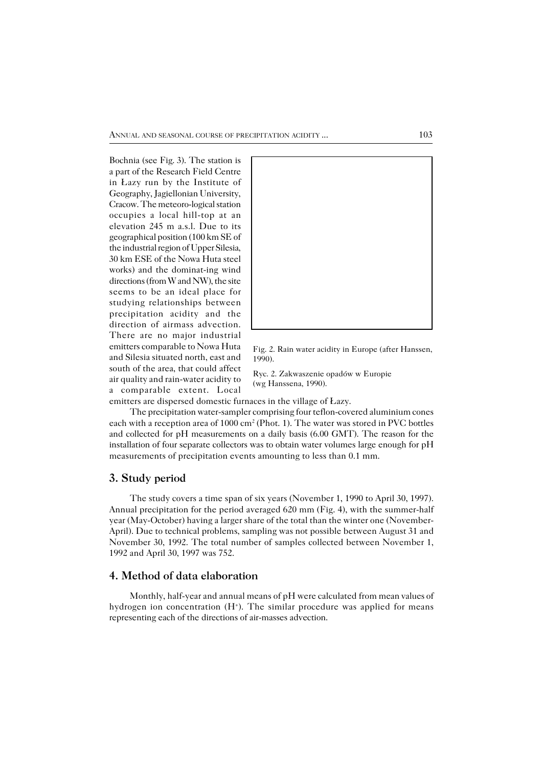Bochnia (see Fig. 3). The station is a part of the Research Field Centre in Łazy run by the Institute of Geography, Jagiellonian University, Cracow. The meteoro-logical station occupies a local hill-top at an elevation 245 m a.s.l. Due to its geographical position (100 km SE of the industrial region of Upper Silesia, 30 km ESE of the Nowa Huta steel works) and the dominat-ing wind directions (from W and NW), the site seems to be an ideal place for studying relationships between precipitation acidity and the direction of airmass advection. There are no major industrial emitters comparable to Nowa Huta and Silesia situated north, east and south of the area, that could affect air quality and rain-water acidity to a comparable extent. Local emitters are dispersed domestic furnaces in the village of Łazy.

Fig. 2. Rain water acidity in Europe (after Hanssen, 1990).

Ryc. 2. Zakwaszenie opadów w Europie (wg Hanssena, 1990).

The precipitation water-sampler comprising four teflon-covered aluminium cones each with a reception area of 1000 cm$^2$ (Phot. 1). The water was stored in PVC bottles and collected for pH measurements on a daily basis (6.00 GMT). The reason for the installation of four separate collectors was to obtain water volumes large enough for pH measurements of precipitation events amounting to less than 0.1 mm.

## 3. Study period

The study covers a time span of six years (November 1, 1990 to April 30, 1997). Annual precipitation for the period averaged 620 mm (Fig. 4), with the summer-half year (May-October) having a larger share of the total than the winter one (November-April). Due to technical problems, sampling was not possible between August 31 and November 30, 1992. The total number of samples collected between November 1, 1992 and April 30, 1997 was 752.

## 4. Method of data elaboration

Monthly, half-year and annual means of pH were calculated from mean values of hydrogen ion concentration ($H^+$). The similar procedure was applied for means representing each of the directions of air-masses advection.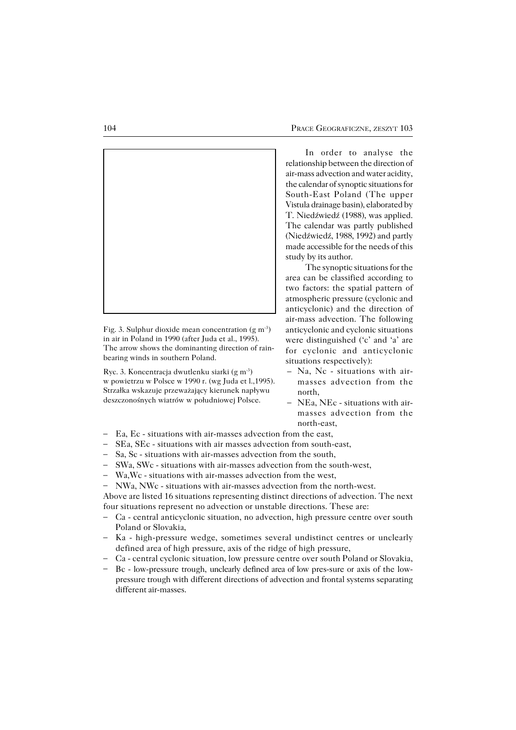Fig. 3. Sulphur dioxide mean concentration (g $m^{-3}$) in air in Poland in 1990 (after Juda et al., 1995). The arrow shows the dominanting direction of rain-bearing winds in southern Poland.

Ryc. 3. Koncentracja dwutlenku siarki (g $m^{-3}$) w powietrzu w Polsce w 1990 r. (wg Juda et l.,1995). Strzałka wskazuje przeważający kierunek napływu deszczonośnych wiatrów w południowej Polsce.

In order to analyse the relationship between the direction of air-mass advection and water acidity, the calendar of synoptic situations for South-East Poland (The upper Vistula drainage basin), elaborated by T. Niedźwiedź (1988), was applied. The calendar was partly published (Niedźwiedź, 1988, 1992) and partly made accessible for the needs of this study by its author.

The synoptic situations for the area can be classified according to two factors: the spatial pattern of atmospheric pressure (cyclonic and anticyclonic) and the direction of air-mass advection. The following anticyclonic and cyclonic situations were distinguished ('c' and 'a' are for cyclonic and anticyclonic situations respectively):

- Na, Nc - situations with air-masses advection from the north,
- NEa, NEc - situations with air-masses advection from the north-east,
- Ea, Ec - situations with air-masses advection from the east,
- SEa, SEc - situations with air masses advection from south-east,
- Sa, Sc - situations with air-masses advection from the south,
- SWa, SWc - situations with air-masses advection from the south-west,
- Wa,Wc - situations with air-masses advection from the west,
- NWa, NWc - situations with air-masses advection from the north-west.

Above are listed 16 situations representing distinct directions of advection. The next four situations represent no advection or unstable directions. These are:

- Ca - central anticyclonic situation, no advection, high pressure centre over south Poland or Slovakia,
- Ka - high-pressure wedge, sometimes several undistinct centres or unclearly defined area of high pressure, axis of the ridge of high pressure,
- Ca - central cyclonic situation, low pressure centre over south Poland or Slovakia,
- Bc - low-pressure trough, unclearly defined area of low pres-sure or axis of the low-pressure trough with different directions of advection and frontal systems separating different air-masses.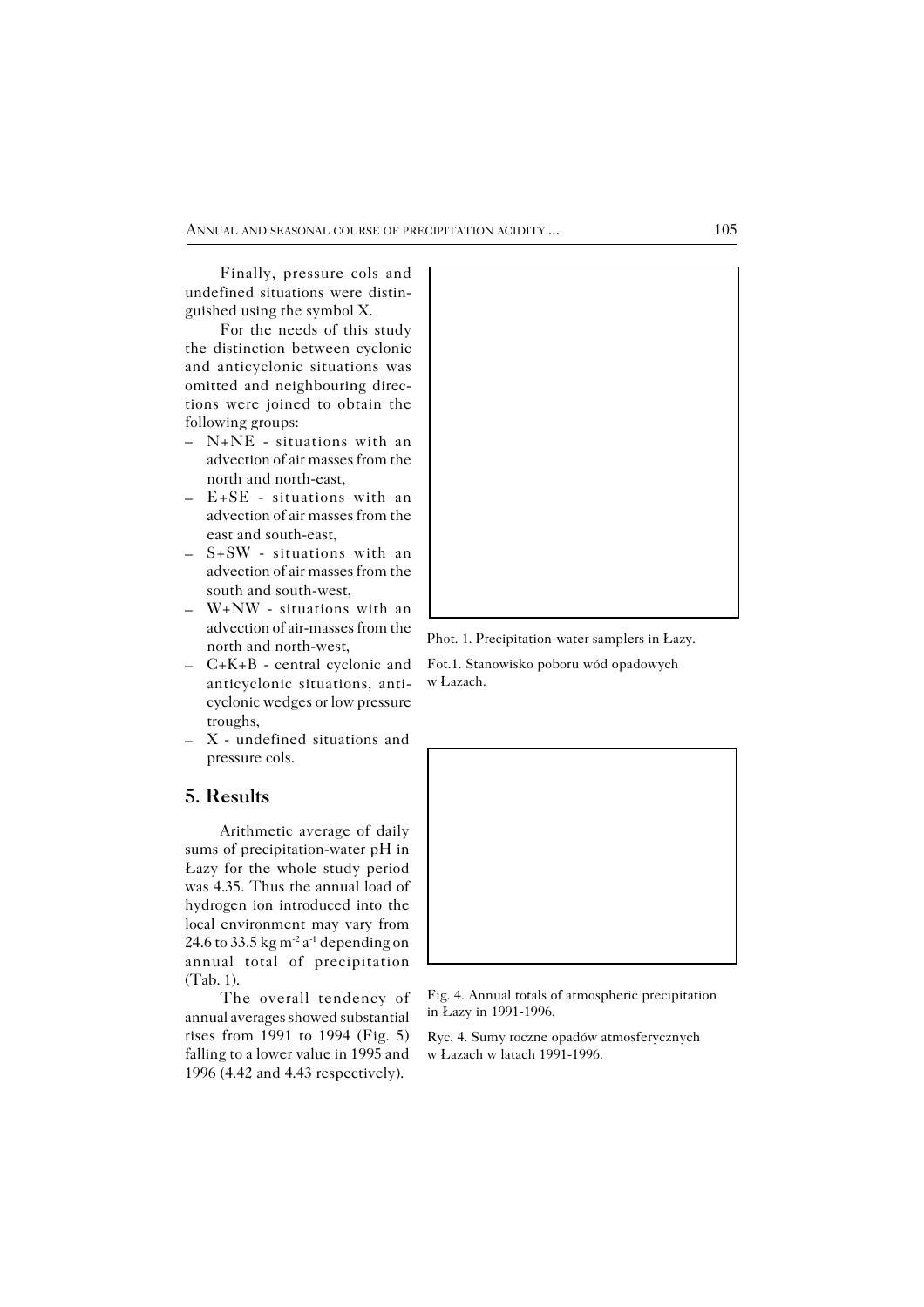Finally, pressure cols and undefined situations were distinguished using the symbol X.

For the needs of this study the distinction between cyclonic and anticyclonic situations was omitted and neighbouring directions were joined to obtain the following groups:

- N+NE - situations with an advection of air masses from the north and north-east,
- E+SE - situations with an advection of air masses from the east and south-east,
- S+SW - situations with an advection of air masses from the south and south-west,
- W+NW - situations with an advection of air-masses from the north and north-west,
- C+K+B - central cyclonic and anticyclonic situations, anticyclonic wedges or low pressure troughs,
- X - undefined situations and pressure cols.

## 5. Results

Arithmetic average of daily sums of precipitation-water pH in Łazy for the whole study period was 4.35. Thus the annual load of hydrogen ion introduced into the local environment may vary from 24.6 to 33.5 kg $m^{-2} a^{-1}$ depending on annual total of precipitation (Tab. 1).

The overall tendency of annual averages showed substantial rises from 1991 to 1994 (Fig. 5) falling to a lower value in 1995 and 1996 (4.42 and 4.43 respectively).

Phot. 1. Precipitation-water samplers in Łazy.

Fot.1. Stanowisko poboru wód opadowych w Łazach.

Fig. 4. Annual totals of atmospheric precipitation in Łazy in 1991-1996.

Ryc. 4. Sumy roczne opadów atmosferycznych w Łazach w latach 1991-1996.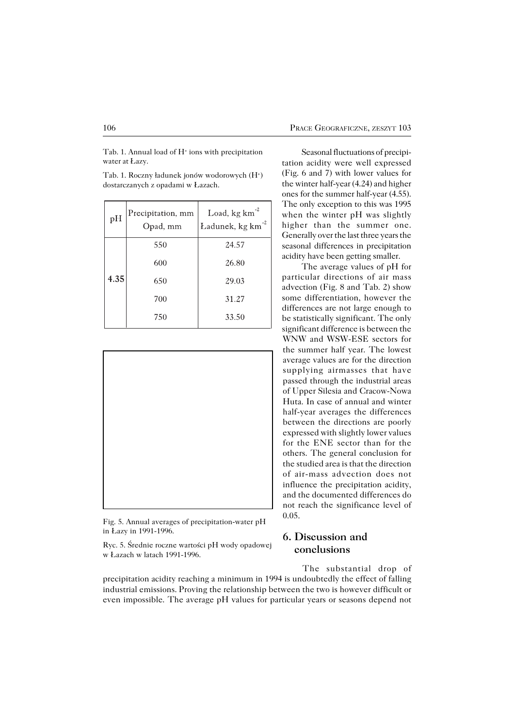Tab. 1. Annual load of $H^+$ ions with precipitation water at Łazy.

Tab. 1. Roczny ładunek jonów wodorowych ($H^+$) dostarczanych z opadami w Łazach.

| pH | Precipitation, mm<br>Opad, mm | Load, kg $km^{-2}$<br>Ładunek, kg $km^{-2}$ |
|---|---|---|
| **4.35** | 550 | 24.57 |
| | 600 | 26.80 |
| | 650 | 29.03 |
| | 700 | 31.27 |
| | 750 | 33.50 |

Fig. 5. Annual averages of precipitation-water pH in Łazy in 1991-1996.

Ryc. 5. Średnie roczne wartości pH wody opadowej w Łazach w latach 1991-1996.

Seasonal fluctuations of precipitation acidity were well expressed (Fig. 6 and 7) with lower values for the winter half-year (4.24) and higher ones for the summer half-year (4.55). The only exception to this was 1995 when the winter pH was slightly higher than the summer one. Generally over the last three years the seasonal differences in precipitation acidity have been getting smaller.

The average values of pH for particular directions of air mass advection (Fig. 8 and Tab. 2) show some differentiation, however the differences are not large enough to be statistically significant. The only significant difference is between the WNW and WSW-ESE sectors for the summer half year. The lowest average values are for the direction supplying airmasses that have passed through the industrial areas of Upper Silesia and Cracow-Nowa Huta. In case of annual and winter half-year averages the differences between the directions are poorly expressed with slightly lower values for the ENE sector than for the others. The general conclusion for the studied area is that the direction of air-mass advection does not influence the precipitation acidity, and the documented differences do not reach the significance level of 0.05.

## 6. Discussion and conclusions

The substantial drop of precipitation acidity reaching a minimum in 1994 is undoubtedly the effect of falling industrial emissions. Proving the relationship between the two is however difficult or even impossible. The average pH values for particular years or seasons depend not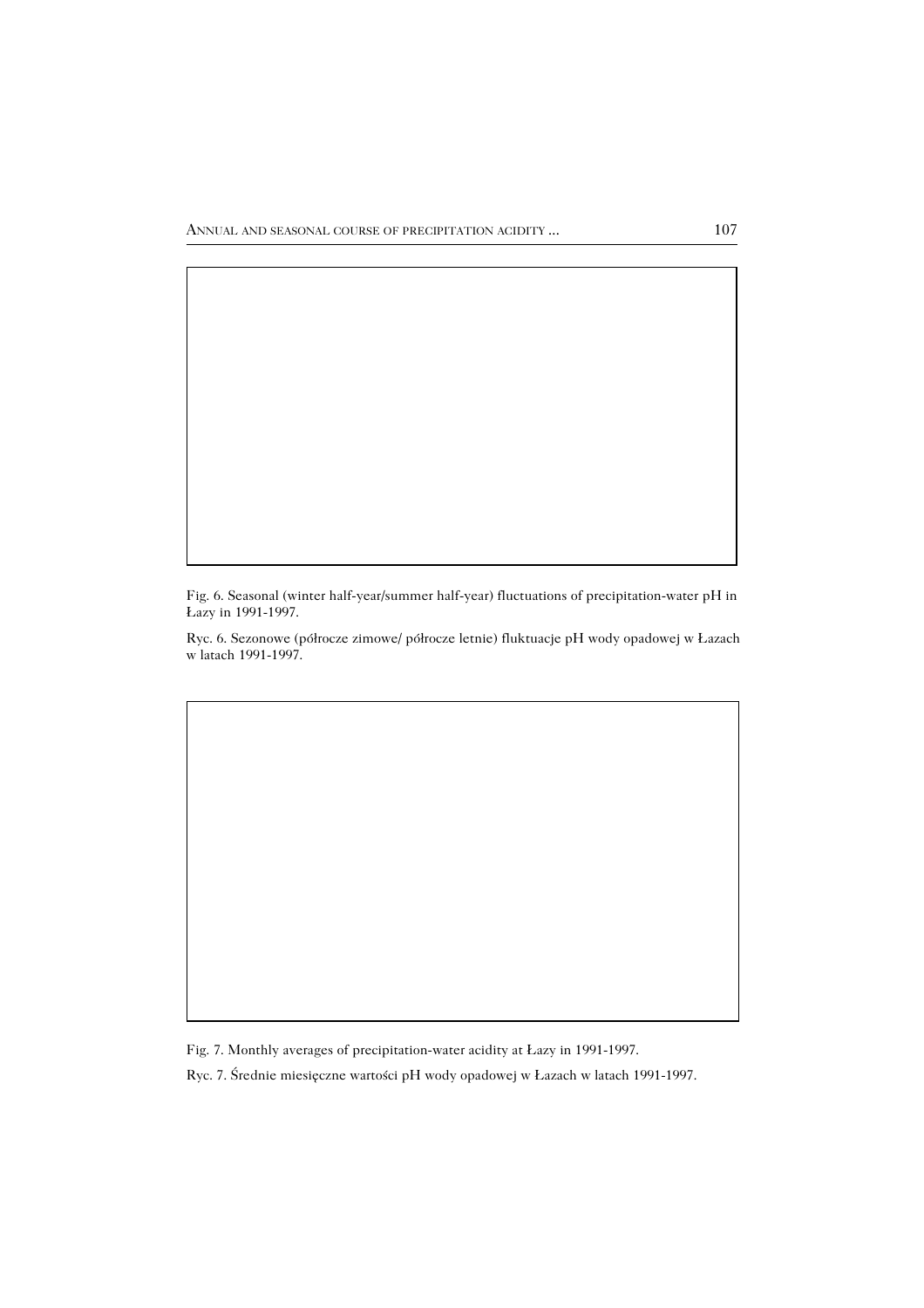Fig. 6. Seasonal (winter half-year/summer half-year) fluctuations of precipitation-water pH in Łazy in 1991-1997.

Ryc. 6. Sezonowe (półrocze zimowe/ półrocze letnie) fluktuacje pH wody opadowej w Łazach w latach 1991-1997.

Fig. 7. Monthly averages of precipitation-water acidity at Łazy in 1991-1997.

Ryc. 7. Średnie miesięczne wartości pH wody opadowej w Łazach w latach 1991-1997.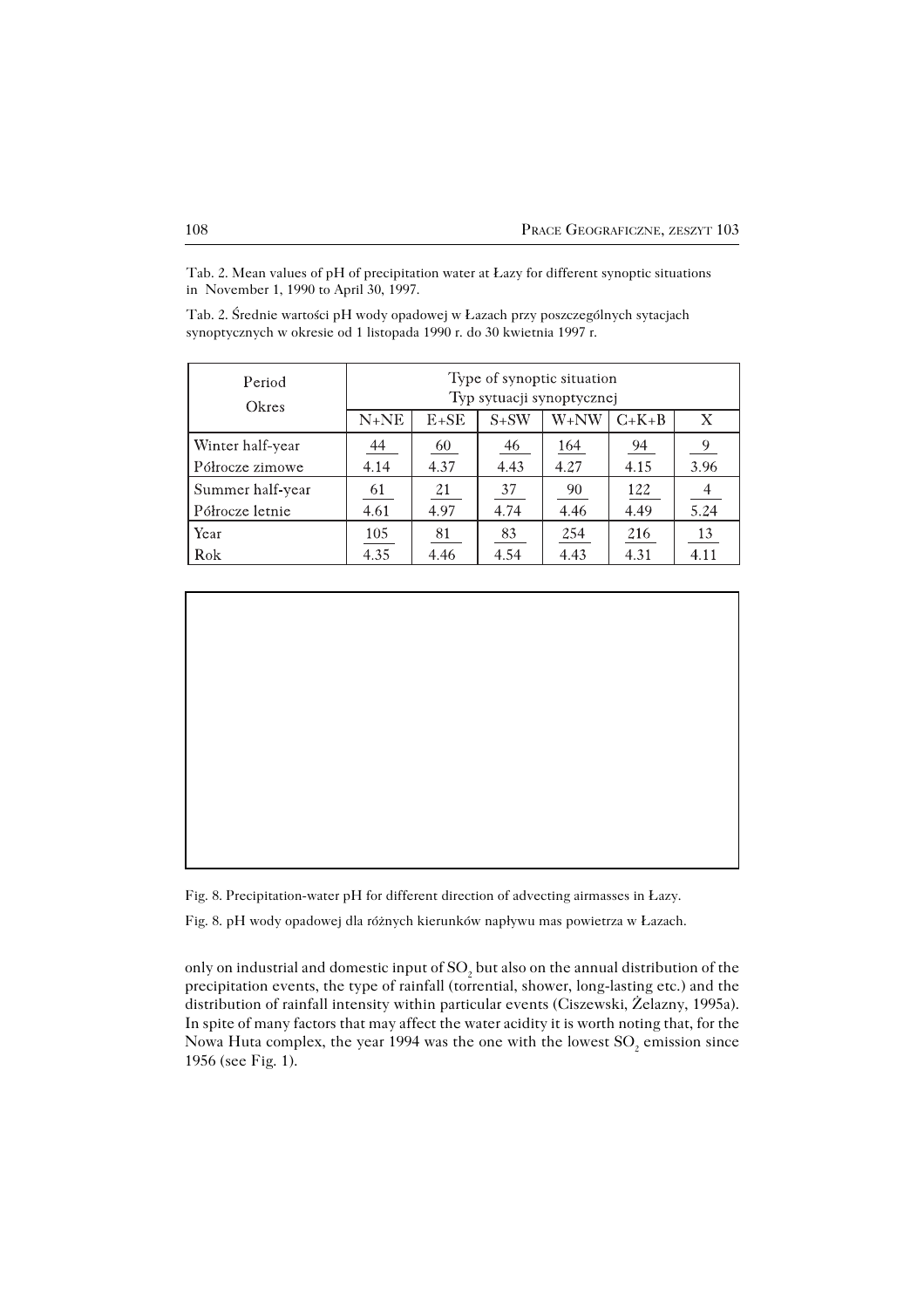Tab. 2. Mean values of pH of precipitation water at Łazy for different synoptic situations in November 1, 1990 to April 30, 1997.

Tab. 2. Średnie wartości pH wody opadowej w Łazach przy poszczególnych sytacjach synoptycznych w okresie od 1 listopada 1990 r. do 30 kwietnia 1997 r.

| Period<br>Okres | Type of synoptic situation<br>Typ sytuacji synoptycznej | | | | | |
|---|---|---|---|---|---|---|
| | N+NE | E+SE | S+SW | W+NW | C+K+B | X |
| Winter half-year<br>Półrocze zimowe | 44<br>4.14 | 60<br>4.37 | 46<br>4.43 | 164<br>4.27 | 94<br>4.15 | 9<br>3.96 |
| Summer half-year<br>Półrocze letnie | 61<br>4.61 | 21<br>4.97 | 37<br>4.74 | 90<br>4.46 | 122<br>4.49 | 4<br>5.24 |
| Year<br>Rok | 105<br>4.35 | 81<br>4.46 | 83<br>4.54 | 254<br>4.43 | 216<br>4.31 | 13<br>4.11 |

Fig. 8. Precipitation-water pH for different direction of advecting airmasses in Łazy.

Fig. 8. pH wody opadowej dla różnych kierunków napływu mas powietrza w Łazach.

only on industrial and domestic input of $SO_2$ but also on the annual distribution of the precipitation events, the type of rainfall (torrential, shower, long-lasting etc.) and the distribution of rainfall intensity within particular events (Ciszewski, Żelazny, 1995a). In spite of many factors that may affect the water acidity it is worth noting that, for the Nowa Huta complex, the year 1994 was the one with the lowest $SO_2$ emission since 1956 (see Fig. 1).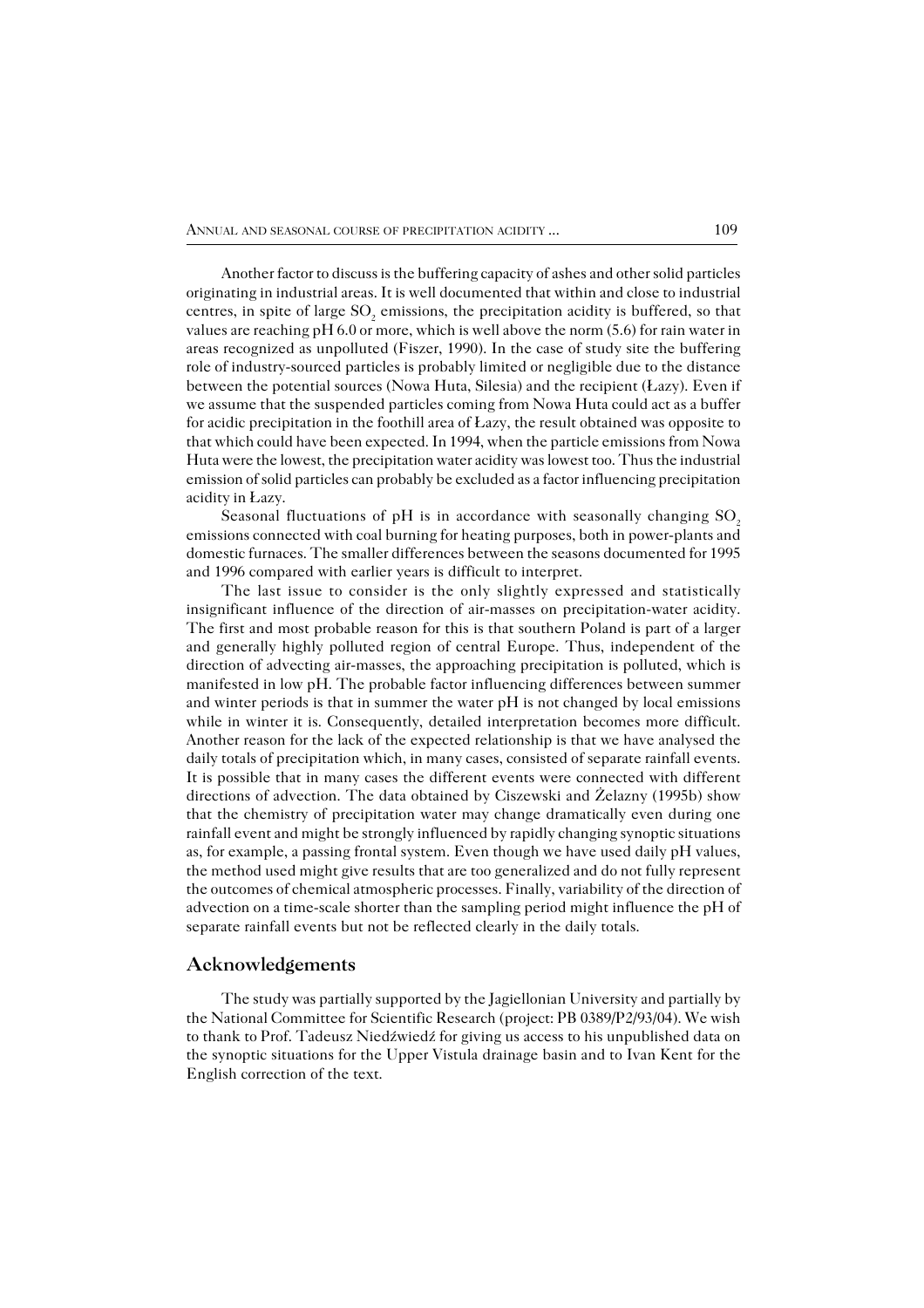Another factor to discuss is the buffering capacity of ashes and other solid particles originating in industrial areas. It is well documented that within and close to industrial centres, in spite of large $SO_2$ emissions, the precipitation acidity is buffered, so that values are reaching pH 6.0 or more, which is well above the norm (5.6) for rain water in areas recognized as unpolluted (Fiszer, 1990). In the case of study site the buffering role of industry-sourced particles is probably limited or negligible due to the distance between the potential sources (Nowa Huta, Silesia) and the recipient (Łazy). Even if we assume that the suspended particles coming from Nowa Huta could act as a buffer for acidic precipitation in the foothill area of Łazy, the result obtained was opposite to that which could have been expected. In 1994, when the particle emissions from Nowa Huta were the lowest, the precipitation water acidity was lowest too. Thus the industrial emission of solid particles can probably be excluded as a factor influencing precipitation acidity in Łazy.

Seasonal fluctuations of pH is in accordance with seasonally changing $SO_2$ emissions connected with coal burning for heating purposes, both in power-plants and domestic furnaces. The smaller differences between the seasons documented for 1995 and 1996 compared with earlier years is difficult to interpret.

The last issue to consider is the only slightly expressed and statistically insignificant influence of the direction of air-masses on precipitation-water acidity. The first and most probable reason for this is that southern Poland is part of a larger and generally highly polluted region of central Europe. Thus, independent of the direction of advecting air-masses, the approaching precipitation is polluted, which is manifested in low pH. The probable factor influencing differences between summer and winter periods is that in summer the water pH is not changed by local emissions while in winter it is. Consequently, detailed interpretation becomes more difficult. Another reason for the lack of the expected relationship is that we have analysed the daily totals of precipitation which, in many cases, consisted of separate rainfall events. It is possible that in many cases the different events were connected with different directions of advection. The data obtained by Ciszewski and Żelazny (1995b) show that the chemistry of precipitation water may change dramatically even during one rainfall event and might be strongly influenced by rapidly changing synoptic situations as, for example, a passing frontal system. Even though we have used daily pH values, the method used might give results that are too generalized and do not fully represent the outcomes of chemical atmospheric processes. Finally, variability of the direction of advection on a time-scale shorter than the sampling period might influence the pH of separate rainfall events but not be reflected clearly in the daily totals.

## Acknowledgements

The study was partially supported by the Jagiellonian University and partially by the National Committee for Scientific Research (project: PB 0389/P2/93/04). We wish to thank to Prof. Tadeusz Niedźwiedź for giving us access to his unpublished data on the synoptic situations for the Upper Vistula drainage basin and to Ivan Kent for the English correction of the text.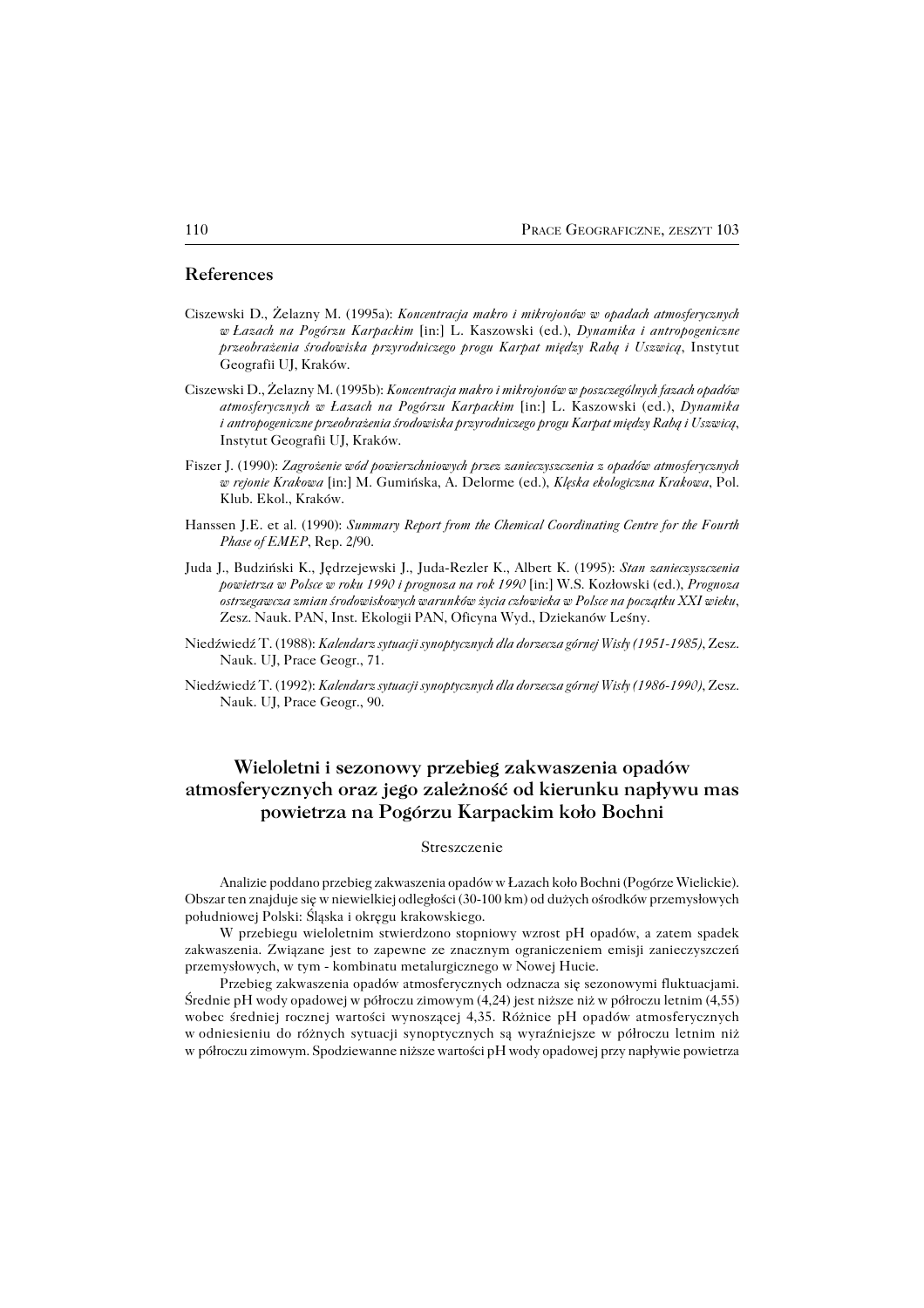## References

Ciszewski D., Żelazny M. (1995a): *Koncentracja makro i mikrojonów w opadach atmosferycznych w Łazach na Pogórzu Karpackim* [in:] L. Kaszowski (ed.), *Dynamika i antropogeniczne przeobrażenia środowiska przyrodniczego progu Karpat między Rabą i Uszwicą*, Instytut Geografii UJ, Kraków.

Ciszewski D., Żelazny M. (1995b): *Koncentracja makro i mikrojonów w poszczególnych fazach opadów atmosferycznych w Łazach na Pogórzu Karpackim* [in:] L. Kaszowski (ed.), *Dynamika i antropogeniczne przeobrażenia środowiska przyrodniczego progu Karpat między Rabą i Uszwicą*, Instytut Geografii UJ, Kraków.

Fiszer J. (1990): *Zagrożenie wód powierzchniowych przez zanieczyszczenia z opadów atmosferycznych w rejonie Krakowa* [in:] M. Gumińska, A. Delorme (ed.), *Klęska ekologiczna Krakowa*, Pol. Klub. Ekol., Kraków.

Hanssen J.E. et al. (1990): *Summary Report from the Chemical Coordinating Centre for the Fourth Phase of EMEP*, Rep. 2/90.

Juda J., Budziński K., Jędrzejewski J., Juda-Rezler K., Albert K. (1995): *Stan zanieczyszczenia powietrza w Polsce w roku 1990 i prognoza na rok 1990* [in:] W.S. Kozłowski (ed.), *Prognoza ostrzegawcza zmian środowiskowych warunków życia człowieka w Polsce na początku XXI wieku*, Zesz. Nauk. PAN, Inst. Ekologii PAN, Oficyna Wyd., Dziekanów Leśny.

Niedźwiedź T. (1988): *Kalendarz sytuacji synoptycznych dla dorzecza górnej Wisły (1951-1985)*, Zesz. Nauk. UJ, Prace Geogr., 71.

Niedźwiedź T. (1992): *Kalendarz sytuacji synoptycznych dla dorzecza górnej Wisły (1986-1990)*, Zesz. Nauk. UJ, Prace Geogr., 90.

## Wieloletni i sezonowy przebieg zakwaszenia opadów atmosferycznych oraz jego zależność od kierunku napływu mas powietrza na Pogórzu Karpackim koło Bochni

### Streszczenie

Analizie poddano przebieg zakwaszenia opadów w Łazach koło Bochni (Pogórze Wielickie). Obszar ten znajduje się w niewielkiej odległości (30-100 km) od dużych ośrodków przemysłowych południowej Polski: Śląska i okręgu krakowskiego.

W przebiegu wieloletnim stwierdzono stopniowy wzrost pH opadów, a zatem spadek zakwaszenia. Związane jest to zapewne ze znacznym ograniczeniem emisji zanieczyszczeń przemysłowych, w tym - kombinatu metalurgicznego w Nowej Hucie.

Przebieg zakwaszenia opadów atmosferycznych odznacza się sezonowymi fluktuacjami. Średnie pH wody opadowej w półroczu zimowym (4,24) jest niższe niż w półroczu letnim (4,55) wobec średniej rocznej wartości wynoszącej 4,35. Różnice pH opadów atmosferycznych w odniesieniu do różnych sytuacji synoptycznych są wyraźniejsze w półroczu letnim niż w półroczu zimowym. Spodziewanne niższe wartości pH wody opadowej przy napływie powietrza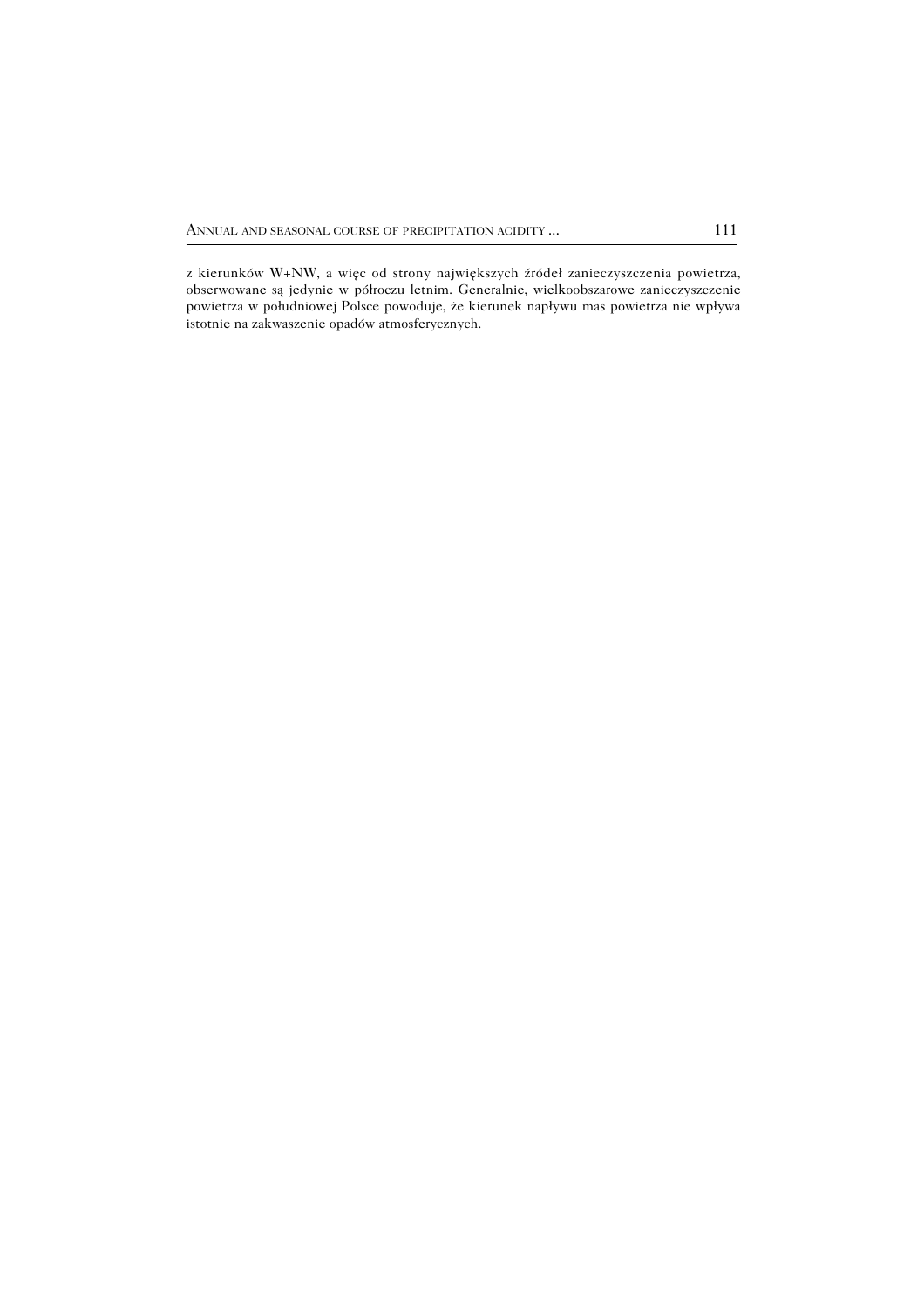z kierunków W+NW, a więc od strony największych źródeł zanieczyszczenia powietrza, obserwowane są jedynie w półroczu letnim. Generalnie, wielkoobszarowe zanieczyszczenie powietrza w południowej Polsce powoduje, że kierunek napływu mas powietrza nie wpływa istotnie na zakwaszenie opadów atmosferycznych.